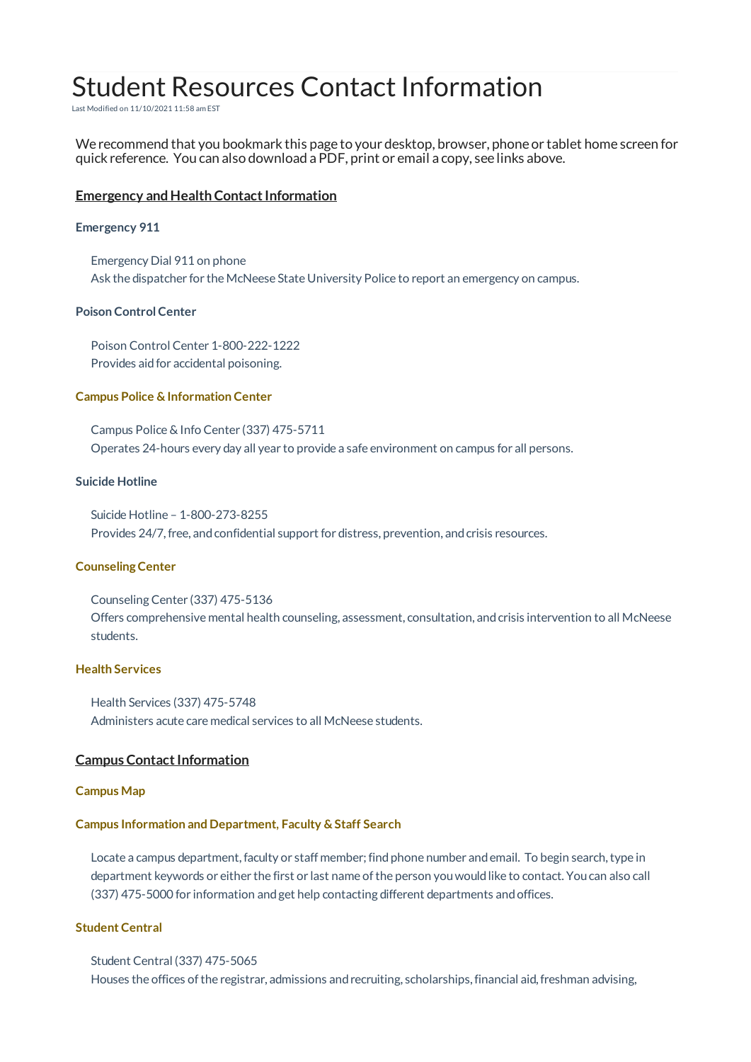# Student Resources Contact Information

Last Modified on 11/10/2021 11:58 am EST

We recommend that you bookmark this page to your desktop, browser, phone or tablet home screen for quick reference. You can also download a PDF, print or email a copy, see links above.

## Emergency and Health Contact Information

### Emergency 911

Emergency Dial 911 on phone
Ask the dispatcher for the McNeese State University Police to report an emergency on campus.

### Poison Control Center

Poison Control Center 1-800-222-1222
Provides aid for accidental poisoning.

### Campus Police & Information Center

Campus Police & Info Center (337) 475-5711
Operates 24-hours every day all year to provide a safe environment on campus for all persons.

### Suicide Hotline

Suicide Hotline – 1-800-273-8255
Provides 24/7, free, and confidential support for distress, prevention, and crisis resources.

### Counseling Center

Counseling Center (337) 475-5136
Offers comprehensive mental health counseling, assessment, consultation, and crisis intervention to all McNeese students.

### Health Services

Health Services (337) 475-5748
Administers acute care medical services to all McNeese students.

## Campus Contact Information

### Campus Map

### Campus Information and Department, Faculty & Staff Search

Locate a campus department, faculty or staff member; find phone number and email. To begin search, type in department keywords or either the first or last name of the person you would like to contact. You can also call (337) 475-5000 for information and get help contacting different departments and offices.

### Student Central

Student Central (337) 475-5065
Houses the offices of the registrar, admissions and recruiting, scholarships, financial aid, freshman advising,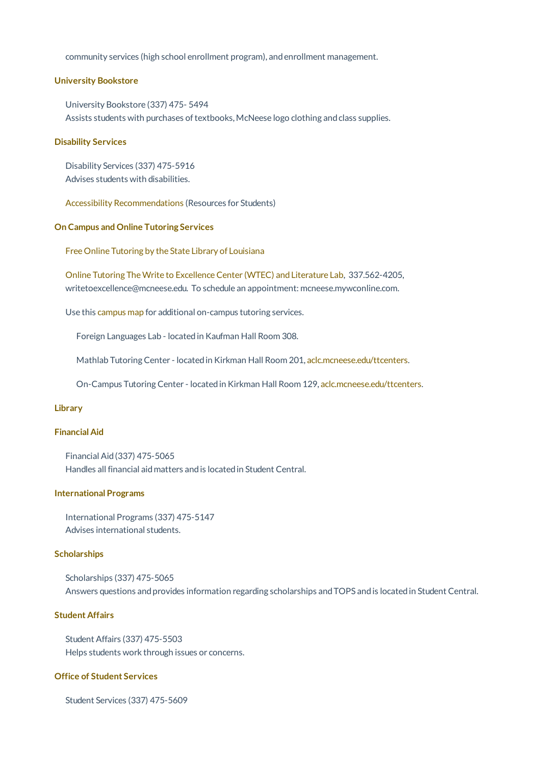community services (high school enrollment program), and enrollment management.

### University Bookstore

University Bookstore (337) 475- 5494
Assists students with purchases of textbooks, McNeese logo clothing and class supplies.

### Disability Services

Disability Services (337) 475-5916
Advises students with disabilities.

Accessibility Recommendations (Resources for Students)

### On Campus and Online Tutoring Services

Free Online Tutoring by the State Library of Louisiana

Online Tutoring The Write to Excellence Center (WTEC) and Literature Lab, 337.562-4205, writetoexcellence@mcneese.edu. To schedule an appointment: mcneese.mywconline.com.

Use this campus map for additional on-campus tutoring services.

- Foreign Languages Lab - located in Kaufman Hall Room 308.
- Mathlab Tutoring Center - located in Kirkman Hall Room 201, aclc.mcneese.edu/ttcenters.
- On-Campus Tutoring Center - located in Kirkman Hall Room 129, aclc.mcneese.edu/ttcenters.

### Library

### Financial Aid

Financial Aid (337) 475-5065
Handles all financial aid matters and is located in Student Central.

### International Programs

International Programs (337) 475-5147
Advises international students.

### Scholarships

Scholarships (337) 475-5065
Answers questions and provides information regarding scholarships and TOPS and is located in Student Central.

### Student Affairs

Student Affairs (337) 475-5503
Helps students work through issues or concerns.

### Office of Student Services

Student Services (337) 475-5609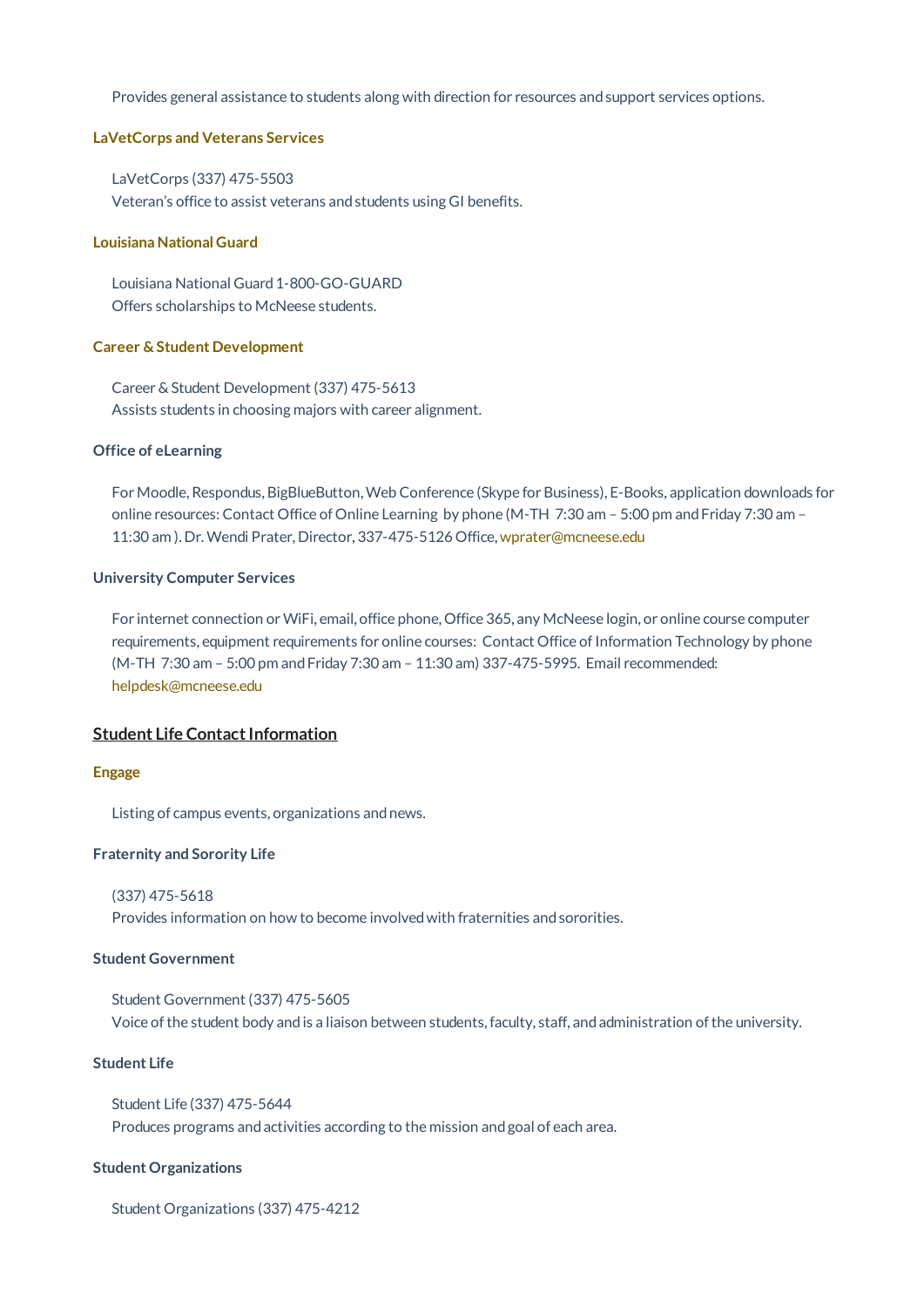Provides general assistance to students along with direction for resources and support services options.

### LaVetCorps and Veterans Services

LaVetCorps (337) 475-5503
Veteran's office to assist veterans and students using GI benefits.

### Louisiana National Guard

Louisiana National Guard 1-800-GO-GUARD
Offers scholarships to McNeese students.

### Career & Student Development

Career & Student Development (337) 475-5613
Assists students in choosing majors with career alignment.

### Office of eLearning

For Moodle, Respondus, BigBlueButton, Web Conference (Skype for Business), E-Books, application downloads for online resources: Contact Office of Online Learning by phone (M-TH 7:30 am – 5:00 pm and Friday 7:30 am – 11:30 am ). Dr. Wendi Prater, Director, 337-475-5126 Office, wprater@mcneese.edu

### University Computer Services

For internet connection or WiFi, email, office phone, Office 365, any McNeese login, or online course computer requirements, equipment requirements for online courses: Contact Office of Information Technology by phone (M-TH 7:30 am – 5:00 pm and Friday 7:30 am – 11:30 am) 337-475-5995. Email recommended: helpdesk@mcneese.edu

## Student Life Contact Information

### Engage

Listing of campus events, organizations and news.

### Fraternity and Sorority Life

(337) 475-5618
Provides information on how to become involved with fraternities and sororities.

### Student Government

Student Government (337) 475-5605
Voice of the student body and is a liaison between students, faculty, staff, and administration of the university.

### Student Life

Student Life (337) 475-5644
Produces programs and activities according to the mission and goal of each area.

### Student Organizations

Student Organizations (337) 475-4212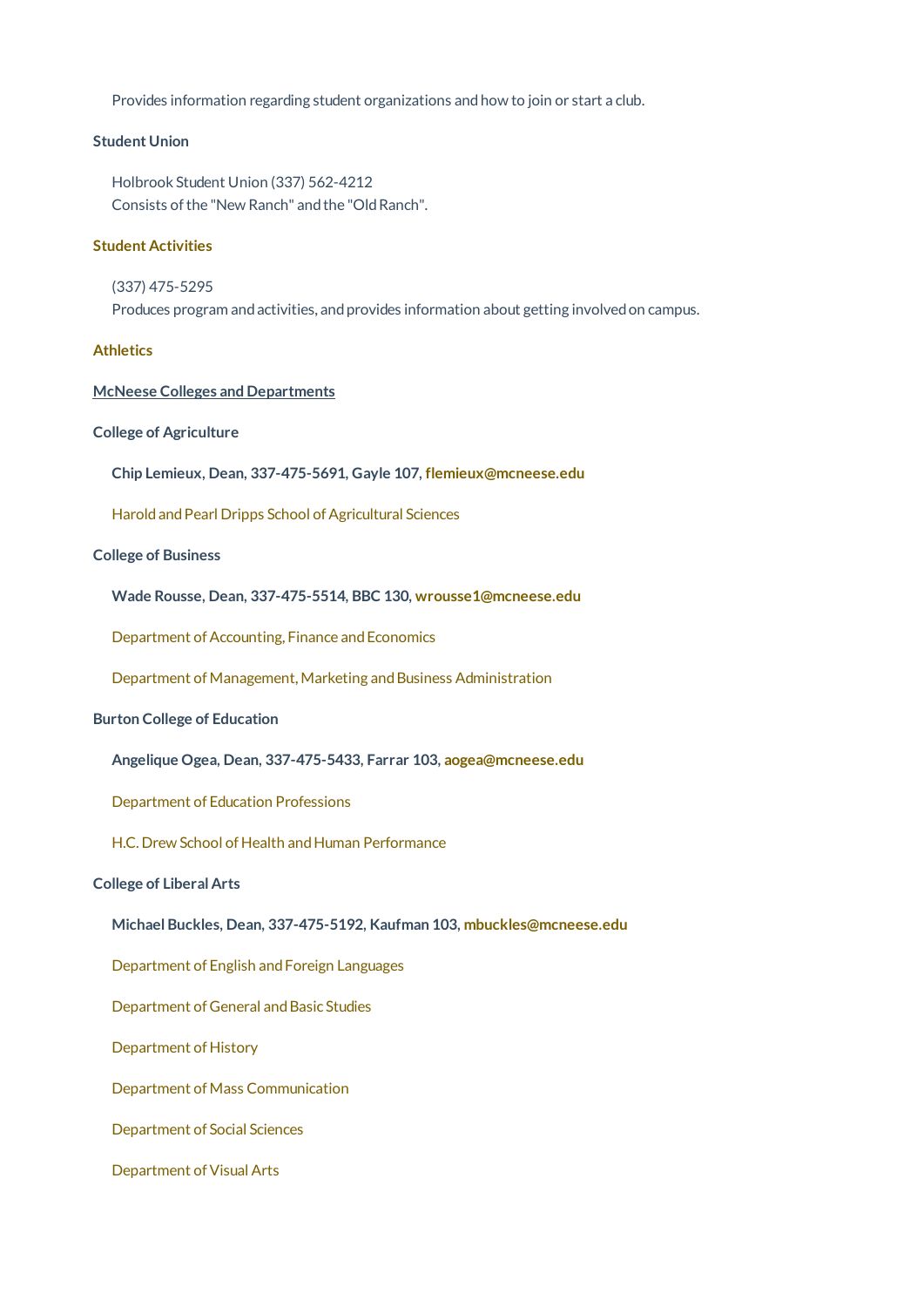Provides information regarding student organizations and how to join or start a club.

**Student Union**

Holbrook Student Union (337) 562-4212
Consists of the "New Ranch" and the "Old Ranch".

**Student Activities**

(337) 475-5295
Produces program and activities, and provides information about getting involved on campus.

**Athletics**

**McNeese Colleges and Departments**

**College of Agriculture**

**Chip Lemieux, Dean, 337-475-5691, Gayle 107, flemieux@mcneese.edu**

Harold and Pearl Dripps School of Agricultural Sciences

**College of Business**

**Wade Rousse, Dean, 337-475-5514, BBC 130, wrousse1@mcneese.edu**

Department of Accounting, Finance and Economics

Department of Management, Marketing and Business Administration

**Burton College of Education**

**Angelique Ogea, Dean, 337-475-5433, Farrar 103, aogea@mcneese.edu**

Department of Education Professions

H.C. Drew School of Health and Human Performance

**College of Liberal Arts**

**Michael Buckles, Dean, 337-475-5192, Kaufman 103, mbuckles@mcneese.edu**

Department of English and Foreign Languages

Department of General and Basic Studies

Department of History

Department of Mass Communication

Department of Social Sciences

Department of Visual Arts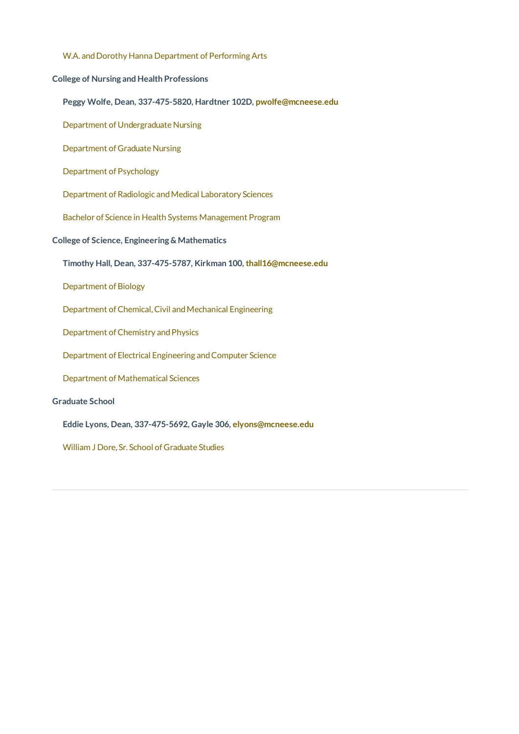W.A. and Dorothy Hanna Department of Performing Arts

**College of Nursing and Health Professions**

**Peggy Wolfe, Dean, 337-475-5820, Hardtner 102D, pwolfe@mcneese.edu**

Department of Undergraduate Nursing

Department of Graduate Nursing

Department of Psychology

Department of Radiologic and Medical Laboratory Sciences

Bachelor of Science in Health Systems Management Program

**College of Science, Engineering & Mathematics**

**Timothy Hall, Dean, 337-475-5787, Kirkman 100, thall16@mcneese.edu**

Department of Biology

Department of Chemical, Civil and Mechanical Engineering

Department of Chemistry and Physics

Department of Electrical Engineering and Computer Science

Department of Mathematical Sciences

**Graduate School**

**Eddie Lyons, Dean, 337-475-5692, Gayle 306, elyons@mcneese.edu**

William J Dore, Sr. School of Graduate Studies